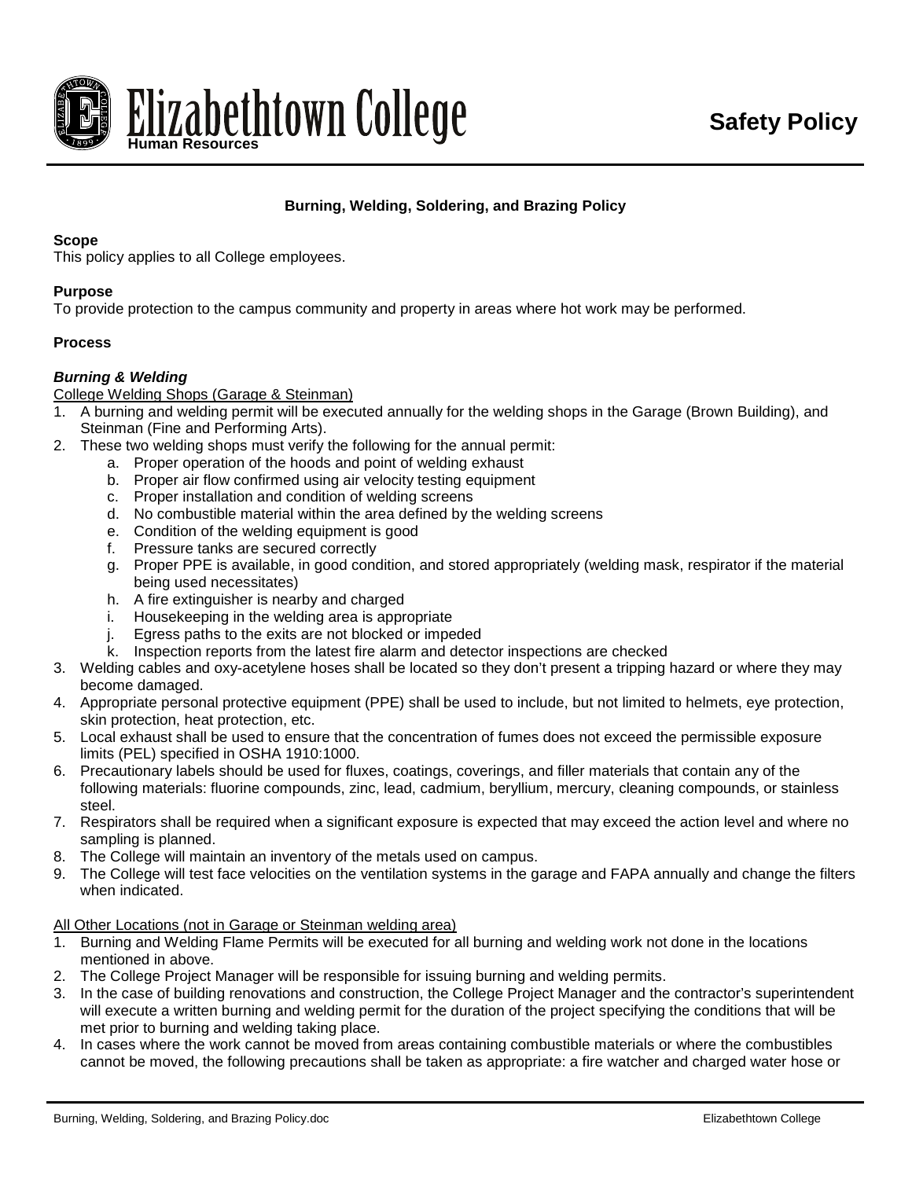Elizabethtown College
Human Resources

**Safety Policy**

## Burning, Welding, Soldering, and Brazing Policy

**Scope**
This policy applies to all College employees.

**Purpose**
To provide protection to the campus community and property in areas where hot work may be performed.

**Process**

***Burning & Welding***

College Welding Shops (Garage & Steinman)

1. A burning and welding permit will be executed annually for the welding shops in the Garage (Brown Building), and Steinman (Fine and Performing Arts).
2. These two welding shops must verify the following for the annual permit:
   a. Proper operation of the hoods and point of welding exhaust
   b. Proper air flow confirmed using air velocity testing equipment
   c. Proper installation and condition of welding screens
   d. No combustible material within the area defined by the welding screens
   e. Condition of the welding equipment is good
   f. Pressure tanks are secured correctly
   g. Proper PPE is available, in good condition, and stored appropriately (welding mask, respirator if the material being used necessitates)
   h. A fire extinguisher is nearby and charged
   i. Housekeeping in the welding area is appropriate
   j. Egress paths to the exits are not blocked or impeded
   k. Inspection reports from the latest fire alarm and detector inspections are checked
3. Welding cables and oxy-acetylene hoses shall be located so they don't present a tripping hazard or where they may become damaged.
4. Appropriate personal protective equipment (PPE) shall be used to include, but not limited to helmets, eye protection, skin protection, heat protection, etc.
5. Local exhaust shall be used to ensure that the concentration of fumes does not exceed the permissible exposure limits (PEL) specified in OSHA 1910:1000.
6. Precautionary labels should be used for fluxes, coatings, coverings, and filler materials that contain any of the following materials: fluorine compounds, zinc, lead, cadmium, beryllium, mercury, cleaning compounds, or stainless steel.
7. Respirators shall be required when a significant exposure is expected that may exceed the action level and where no sampling is planned.
8. The College will maintain an inventory of the metals used on campus.
9. The College will test face velocities on the ventilation systems in the garage and FAPA annually and change the filters when indicated.

All Other Locations (not in Garage or Steinman welding area)

1. Burning and Welding Flame Permits will be executed for all burning and welding work not done in the locations mentioned in above.
2. The College Project Manager will be responsible for issuing burning and welding permits.
3. In the case of building renovations and construction, the College Project Manager and the contractor's superintendent will execute a written burning and welding permit for the duration of the project specifying the conditions that will be met prior to burning and welding taking place.
4. In cases where the work cannot be moved from areas containing combustible materials or where the combustibles cannot be moved, the following precautions shall be taken as appropriate: a fire watcher and charged water hose or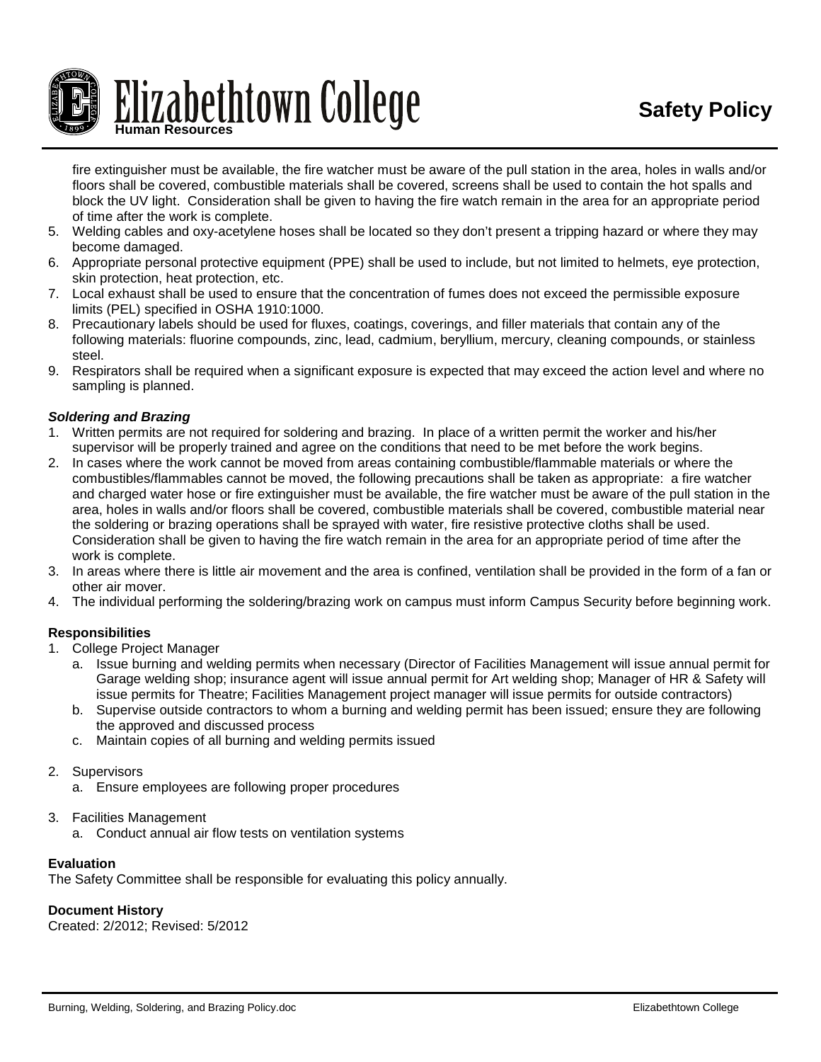fire extinguisher must be available, the fire watcher must be aware of the pull station in the area, holes in walls and/or floors shall be covered, combustible materials shall be covered, screens shall be used to contain the hot spalls and block the UV light. Consideration shall be given to having the fire watch remain in the area for an appropriate period of time after the work is complete.

5. Welding cables and oxy-acetylene hoses shall be located so they don't present a tripping hazard or where they may become damaged.
6. Appropriate personal protective equipment (PPE) shall be used to include, but not limited to helmets, eye protection, skin protection, heat protection, etc.
7. Local exhaust shall be used to ensure that the concentration of fumes does not exceed the permissible exposure limits (PEL) specified in OSHA 1910:1000.
8. Precautionary labels should be used for fluxes, coatings, coverings, and filler materials that contain any of the following materials: fluorine compounds, zinc, lead, cadmium, beryllium, mercury, cleaning compounds, or stainless steel.
9. Respirators shall be required when a significant exposure is expected that may exceed the action level and where no sampling is planned.

***Soldering and Brazing***

1. Written permits are not required for soldering and brazing. In place of a written permit the worker and his/her supervisor will be properly trained and agree on the conditions that need to be met before the work begins.
2. In cases where the work cannot be moved from areas containing combustible/flammable materials or where the combustibles/flammables cannot be moved, the following precautions shall be taken as appropriate: a fire watcher and charged water hose or fire extinguisher must be available, the fire watcher must be aware of the pull station in the area, holes in walls and/or floors shall be covered, combustible materials shall be covered, combustible material near the soldering or brazing operations shall be sprayed with water, fire resistive protective cloths shall be used. Consideration shall be given to having the fire watch remain in the area for an appropriate period of time after the work is complete.
3. In areas where there is little air movement and the area is confined, ventilation shall be provided in the form of a fan or other air mover.
4. The individual performing the soldering/brazing work on campus must inform Campus Security before beginning work.

**Responsibilities**

1. College Project Manager
   a. Issue burning and welding permits when necessary (Director of Facilities Management will issue annual permit for Garage welding shop; insurance agent will issue annual permit for Art welding shop; Manager of HR & Safety will issue permits for Theatre; Facilities Management project manager will issue permits for outside contractors)
   b. Supervise outside contractors to whom a burning and welding permit has been issued; ensure they are following the approved and discussed process
   c. Maintain copies of all burning and welding permits issued

2. Supervisors
   a. Ensure employees are following proper procedures

3. Facilities Management
   a. Conduct annual air flow tests on ventilation systems

**Evaluation**

The Safety Committee shall be responsible for evaluating this policy annually.

**Document History**

Created: 2/2012; Revised: 5/2012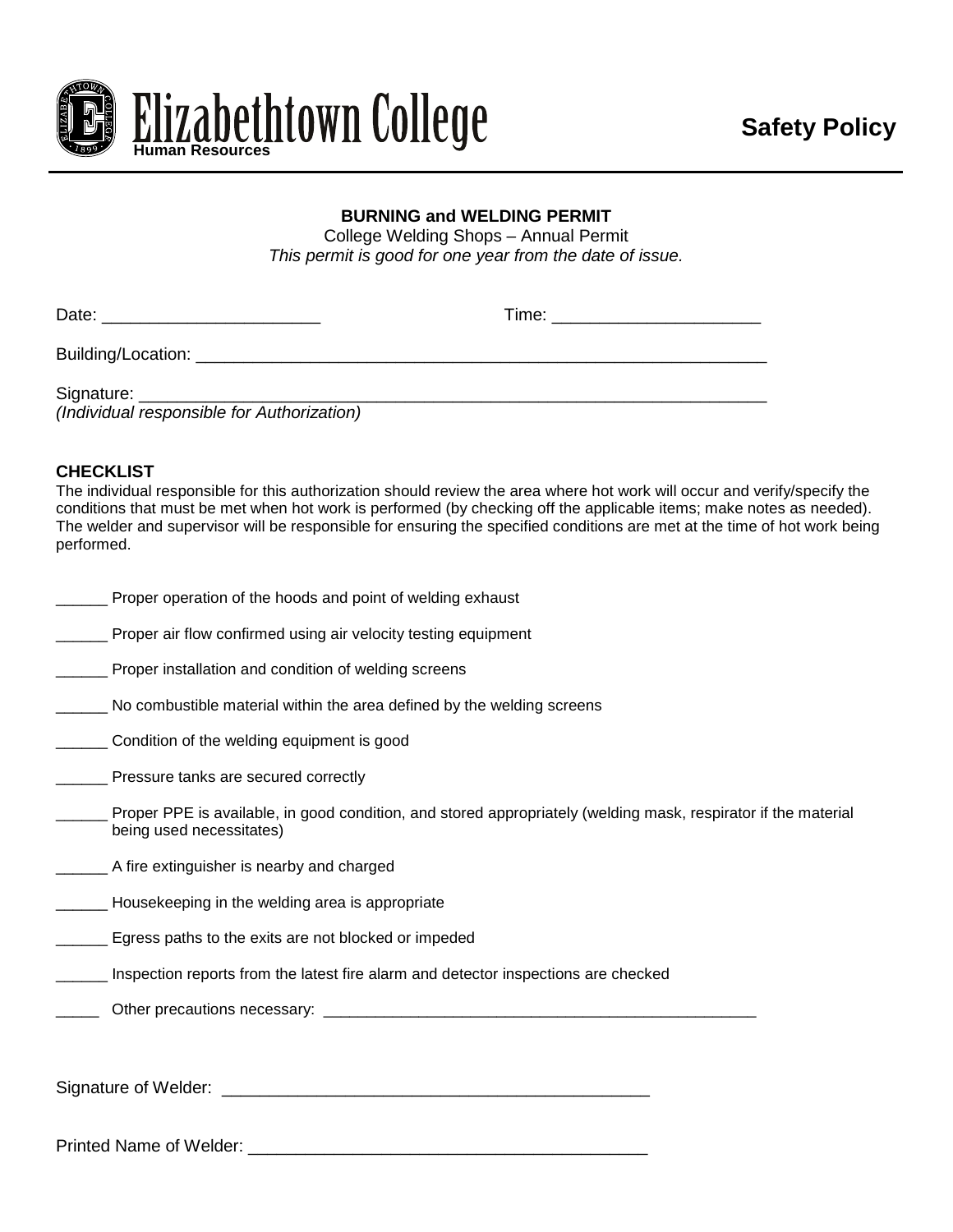Elizabethtown College
Human Resources

**Safety Policy**

## BURNING and WELDING PERMIT

College Welding Shops – Annual Permit

*This permit is good for one year from the date of issue.*

Date: ______________________ Time: _____________________

Building/Location: ____________________________________________________________

Signature: ____________________________________________________________________
*(Individual responsible for Authorization)*

### CHECKLIST

The individual responsible for this authorization should review the area where hot work will occur and verify/specify the conditions that must be met when hot work is performed (by checking off the applicable items; make notes as needed). The welder and supervisor will be responsible for ensuring the specified conditions are met at the time of hot work being performed.

______ Proper operation of the hoods and point of welding exhaust

______ Proper air flow confirmed using air velocity testing equipment

______ Proper installation and condition of welding screens

______ No combustible material within the area defined by the welding screens

______ Condition of the welding equipment is good

______ Pressure tanks are secured correctly

______ Proper PPE is available, in good condition, and stored appropriately (welding mask, respirator if the material being used necessitates)

______ A fire extinguisher is nearby and charged

______ Housekeeping in the welding area is appropriate

______ Egress paths to the exits are not blocked or impeded

______ Inspection reports from the latest fire alarm and detector inspections are checked

_____ Other precautions necessary: ______________________________________________

Signature of Welder: ____________________________________________

Printed Name of Welder: ________________________________________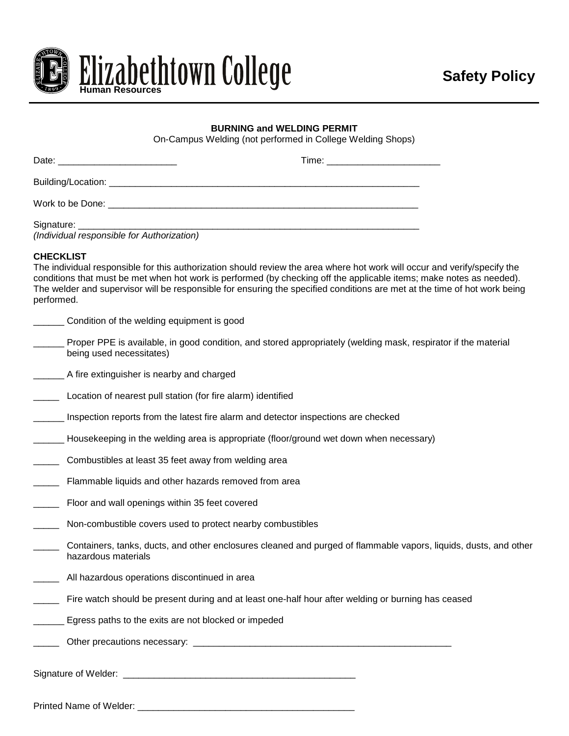Elizabethtown College
Human Resources

**Safety Policy**

**BURNING and WELDING PERMIT**

On-Campus Welding (not performed in College Welding Shops)

Date: _______________________ Time: _____________________

Building/Location: ______________________________________________________________

Work to be Done: _______________________________________________________________

Signature: ____________________________________________________________________
*(Individual responsible for Authorization)*

**CHECKLIST**

The individual responsible for this authorization should review the area where hot work will occur and verify/specify the conditions that must be met when hot work is performed (by checking off the applicable items; make notes as needed). The welder and supervisor will be responsible for ensuring the specified conditions are met at the time of hot work being performed.

______ Condition of the welding equipment is good

______ Proper PPE is available, in good condition, and stored appropriately (welding mask, respirator if the material being used necessitates)

______ A fire extinguisher is nearby and charged

_____ Location of nearest pull station (for fire alarm) identified

______ Inspection reports from the latest fire alarm and detector inspections are checked

______ Housekeeping in the welding area is appropriate (floor/ground wet down when necessary)

_____ Combustibles at least 35 feet away from welding area

_____ Flammable liquids and other hazards removed from area

_____ Floor and wall openings within 35 feet covered

_____ Non-combustible covers used to protect nearby combustibles

_____ Containers, tanks, ducts, and other enclosures cleaned and purged of flammable vapors, liquids, dusts, and other hazardous materials

_____ All hazardous operations discontinued in area

_____ Fire watch should be present during and at least one-half hour after welding or burning has ceased

______ Egress paths to the exits are not blocked or impeded

_____ Other precautions necessary: ____________________________________________________

Signature of Welder: ______________________________________________

Printed Name of Welder: ___________________________________________